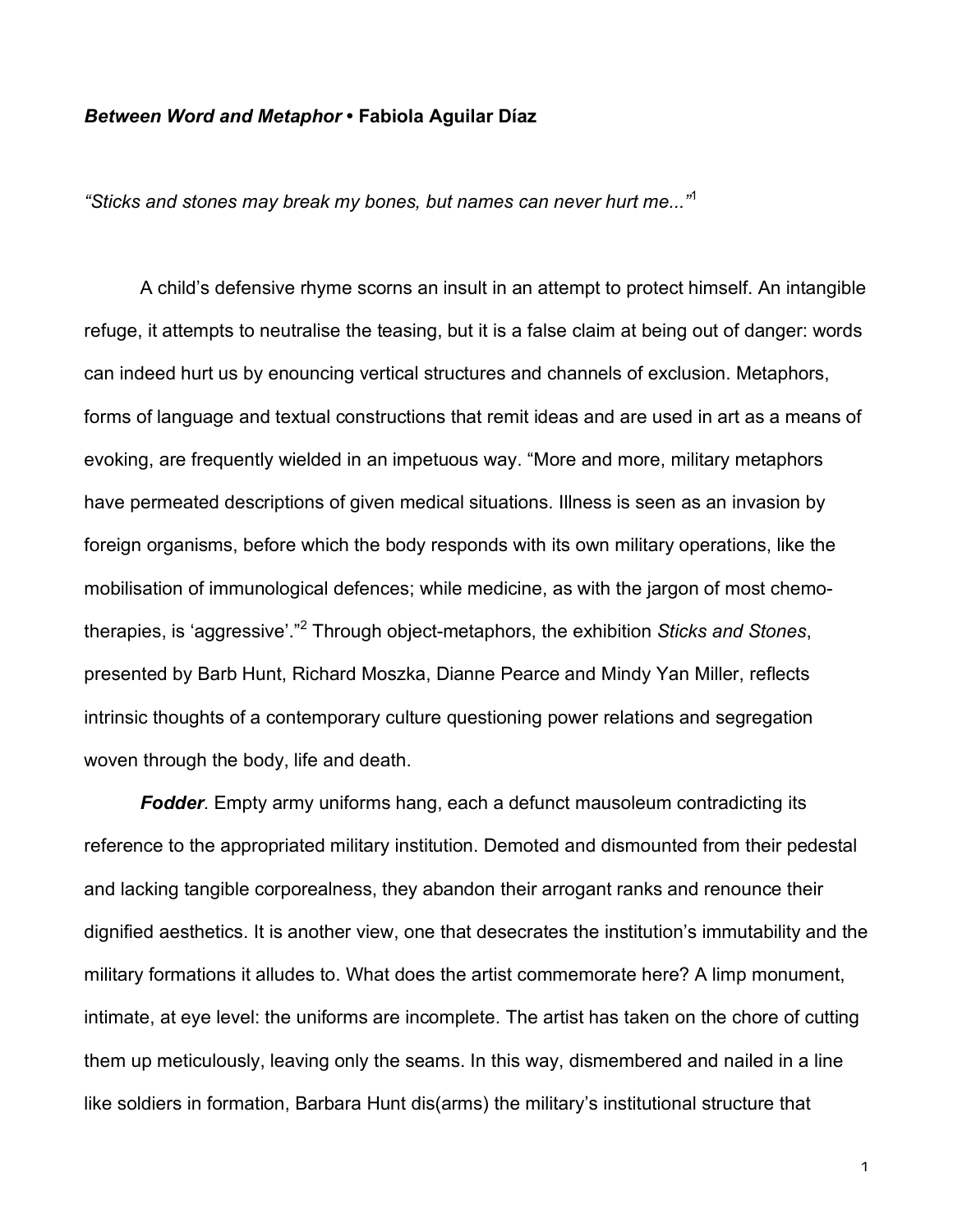***Between Word and Metaphor* • Fabiola Aguilar Díaz**

*"Sticks and stones may break my bones, but names can never hurt me..."*[1]

A child's defensive rhyme scorns an insult in an attempt to protect himself. An intangible refuge, it attempts to neutralise the teasing, but it is a false claim at being out of danger: words can indeed hurt us by enouncing vertical structures and channels of exclusion. Metaphors, forms of language and textual constructions that remit ideas and are used in art as a means of evoking, are frequently wielded in an impetuous way. "More and more, military metaphors have permeated descriptions of given medical situations. Illness is seen as an invasion by foreign organisms, before which the body responds with its own military operations, like the mobilisation of immunological defences; while medicine, as with the jargon of most chemo-therapies, is 'aggressive'."[2] Through object-metaphors, the exhibition *Sticks and Stones*, presented by Barb Hunt, Richard Moszka, Dianne Pearce and Mindy Yan Miller, reflects intrinsic thoughts of a contemporary culture questioning power relations and segregation woven through the body, life and death.

***Fodder***. Empty army uniforms hang, each a defunct mausoleum contradicting its reference to the appropriated military institution. Demoted and dismounted from their pedestal and lacking tangible corporealness, they abandon their arrogant ranks and renounce their dignified aesthetics. It is another view, one that desecrates the institution's immutability and the military formations it alludes to. What does the artist commemorate here? A limp monument, intimate, at eye level: the uniforms are incomplete. The artist has taken on the chore of cutting them up meticulously, leaving only the seams. In this way, dismembered and nailed in a line like soldiers in formation, Barbara Hunt dis(arms) the military's institutional structure that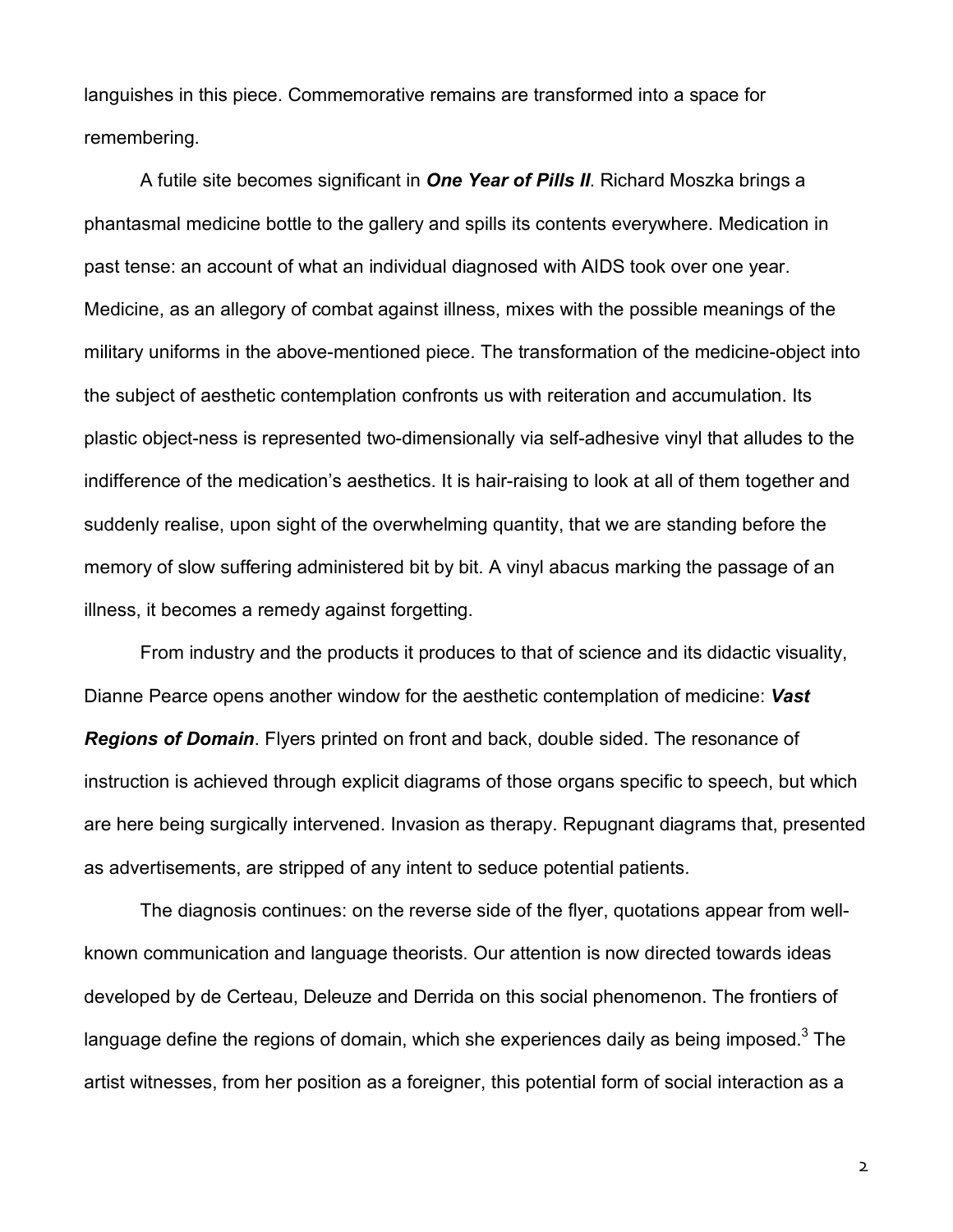languishes in this piece. Commemorative remains are transformed into a space for remembering.

A futile site becomes significant in ***One Year of Pills II***. Richard Moszka brings a phantasmal medicine bottle to the gallery and spills its contents everywhere. Medication in past tense: an account of what an individual diagnosed with AIDS took over one year. Medicine, as an allegory of combat against illness, mixes with the possible meanings of the military uniforms in the above-mentioned piece. The transformation of the medicine-object into the subject of aesthetic contemplation confronts us with reiteration and accumulation. Its plastic object-ness is represented two-dimensionally via self-adhesive vinyl that alludes to the indifference of the medication's aesthetics. It is hair-raising to look at all of them together and suddenly realise, upon sight of the overwhelming quantity, that we are standing before the memory of slow suffering administered bit by bit. A vinyl abacus marking the passage of an illness, it becomes a remedy against forgetting.

From industry and the products it produces to that of science and its didactic visuality, Dianne Pearce opens another window for the aesthetic contemplation of medicine: ***Vast Regions of Domain***. Flyers printed on front and back, double sided. The resonance of instruction is achieved through explicit diagrams of those organs specific to speech, but which are here being surgically intervened. Invasion as therapy. Repugnant diagrams that, presented as advertisements, are stripped of any intent to seduce potential patients.

The diagnosis continues: on the reverse side of the flyer, quotations appear from well-known communication and language theorists. Our attention is now directed towards ideas developed by de Certeau, Deleuze and Derrida on this social phenomenon. The frontiers of language define the regions of domain, which she experiences daily as being imposed.[3] The artist witnesses, from her position as a foreigner, this potential form of social interaction as a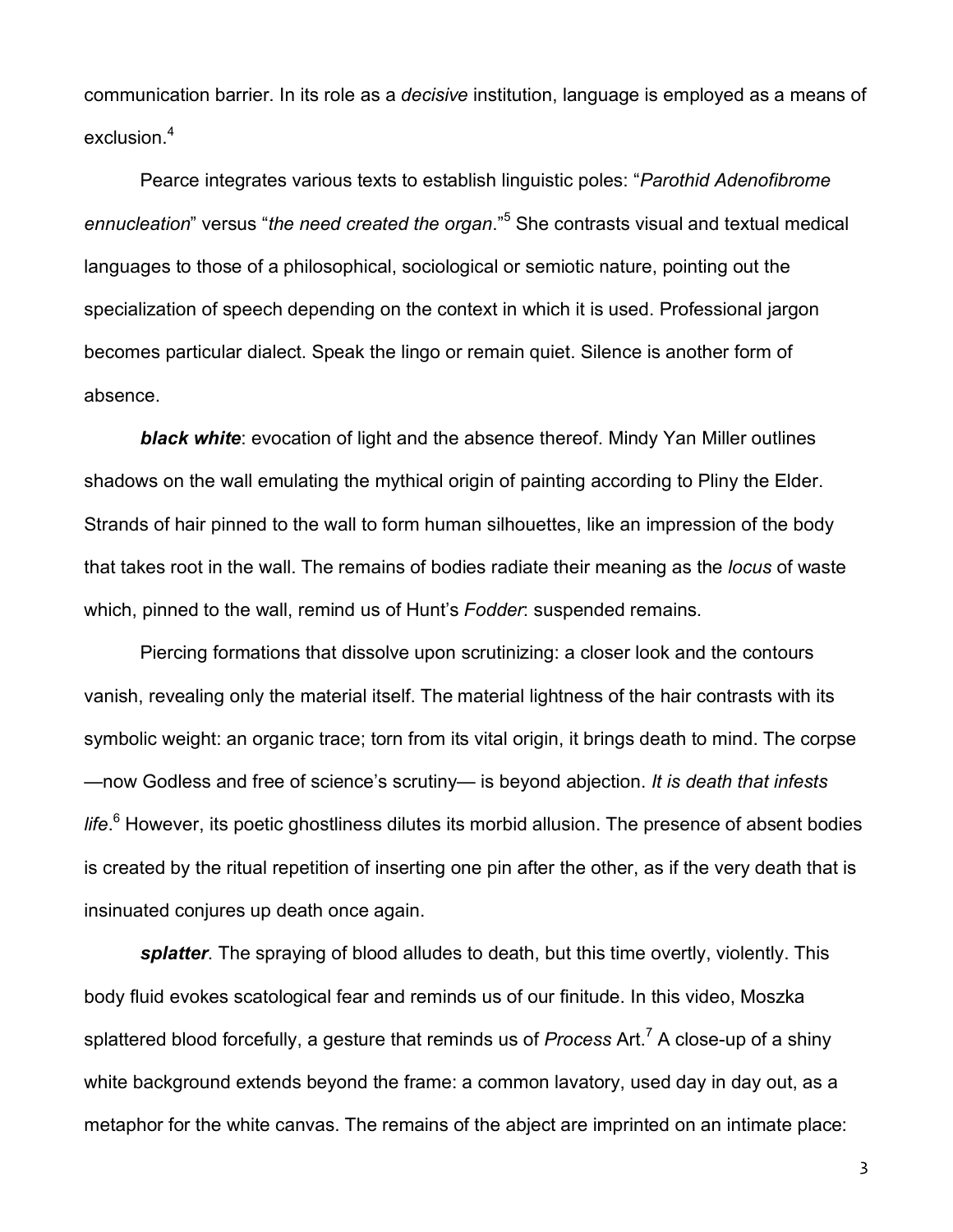communication barrier. In its role as a *decisive* institution, language is employed as a means of exclusion.[4]

Pearce integrates various texts to establish linguistic poles: "*Parothid Adenofibrome ennucleation*" versus "*the need created the organ*."[5] She contrasts visual and textual medical languages to those of a philosophical, sociological or semiotic nature, pointing out the specialization of speech depending on the context in which it is used. Professional jargon becomes particular dialect. Speak the lingo or remain quiet. Silence is another form of absence.

***black white***: evocation of light and the absence thereof. Mindy Yan Miller outlines shadows on the wall emulating the mythical origin of painting according to Pliny the Elder. Strands of hair pinned to the wall to form human silhouettes, like an impression of the body that takes root in the wall. The remains of bodies radiate their meaning as the *locus* of waste which, pinned to the wall, remind us of Hunt's *Fodder*: suspended remains.

Piercing formations that dissolve upon scrutinizing: a closer look and the contours vanish, revealing only the material itself. The material lightness of the hair contrasts with its symbolic weight: an organic trace; torn from its vital origin, it brings death to mind. The corpse —now Godless and free of science's scrutiny— is beyond abjection. *It is death that infests life*.[6] However, its poetic ghostliness dilutes its morbid allusion. The presence of absent bodies is created by the ritual repetition of inserting one pin after the other, as if the very death that is insinuated conjures up death once again.

***splatter***. The spraying of blood alludes to death, but this time overtly, violently. This body fluid evokes scatological fear and reminds us of our finitude. In this video, Moszka splattered blood forcefully, a gesture that reminds us of *Process* Art.[7] A close-up of a shiny white background extends beyond the frame: a common lavatory, used day in day out, as a metaphor for the white canvas. The remains of the abject are imprinted on an intimate place: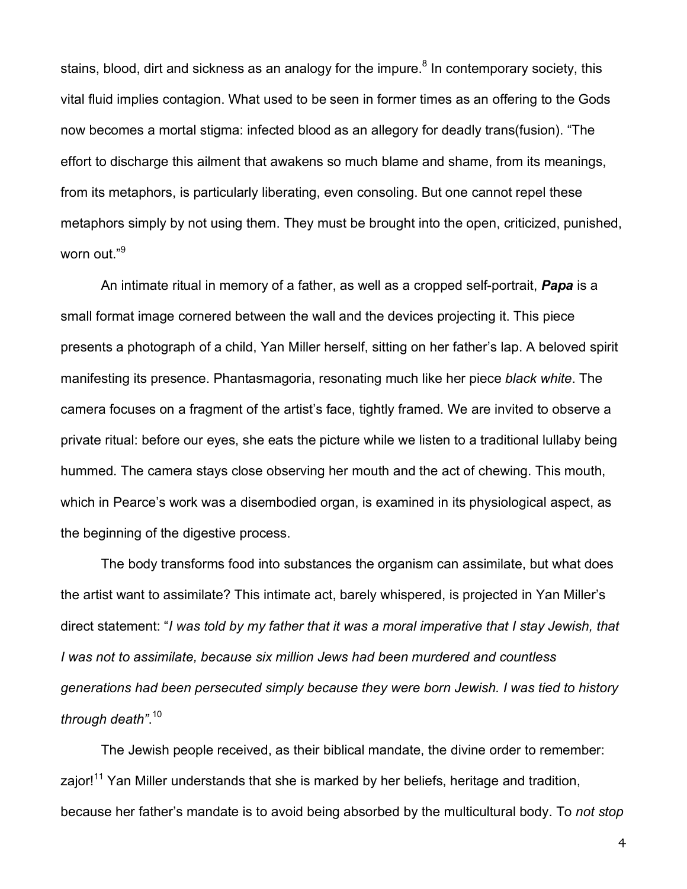stains, blood, dirt and sickness as an analogy for the impure.[8] In contemporary society, this vital fluid implies contagion. What used to be seen in former times as an offering to the Gods now becomes a mortal stigma: infected blood as an allegory for deadly trans(fusion). "The effort to discharge this ailment that awakens so much blame and shame, from its meanings, from its metaphors, is particularly liberating, even consoling. But one cannot repel these metaphors simply by not using them. They must be brought into the open, criticized, punished, worn out."[9]

An intimate ritual in memory of a father, as well as a cropped self-portrait, ***Papa*** is a small format image cornered between the wall and the devices projecting it. This piece presents a photograph of a child, Yan Miller herself, sitting on her father's lap. A beloved spirit manifesting its presence. Phantasmagoria, resonating much like her piece *black white*. The camera focuses on a fragment of the artist's face, tightly framed. We are invited to observe a private ritual: before our eyes, she eats the picture while we listen to a traditional lullaby being hummed. The camera stays close observing her mouth and the act of chewing. This mouth, which in Pearce's work was a disembodied organ, is examined in its physiological aspect, as the beginning of the digestive process.

The body transforms food into substances the organism can assimilate, but what does the artist want to assimilate? This intimate act, barely whispered, is projected in Yan Miller's direct statement: "*I was told by my father that it was a moral imperative that I stay Jewish, that I was not to assimilate, because six million Jews had been murdered and countless generations had been persecuted simply because they were born Jewish. I was tied to history through death"*.[10]

The Jewish people received, as their biblical mandate, the divine order to remember: zajor![11] Yan Miller understands that she is marked by her beliefs, heritage and tradition, because her father's mandate is to avoid being absorbed by the multicultural body. To *not stop*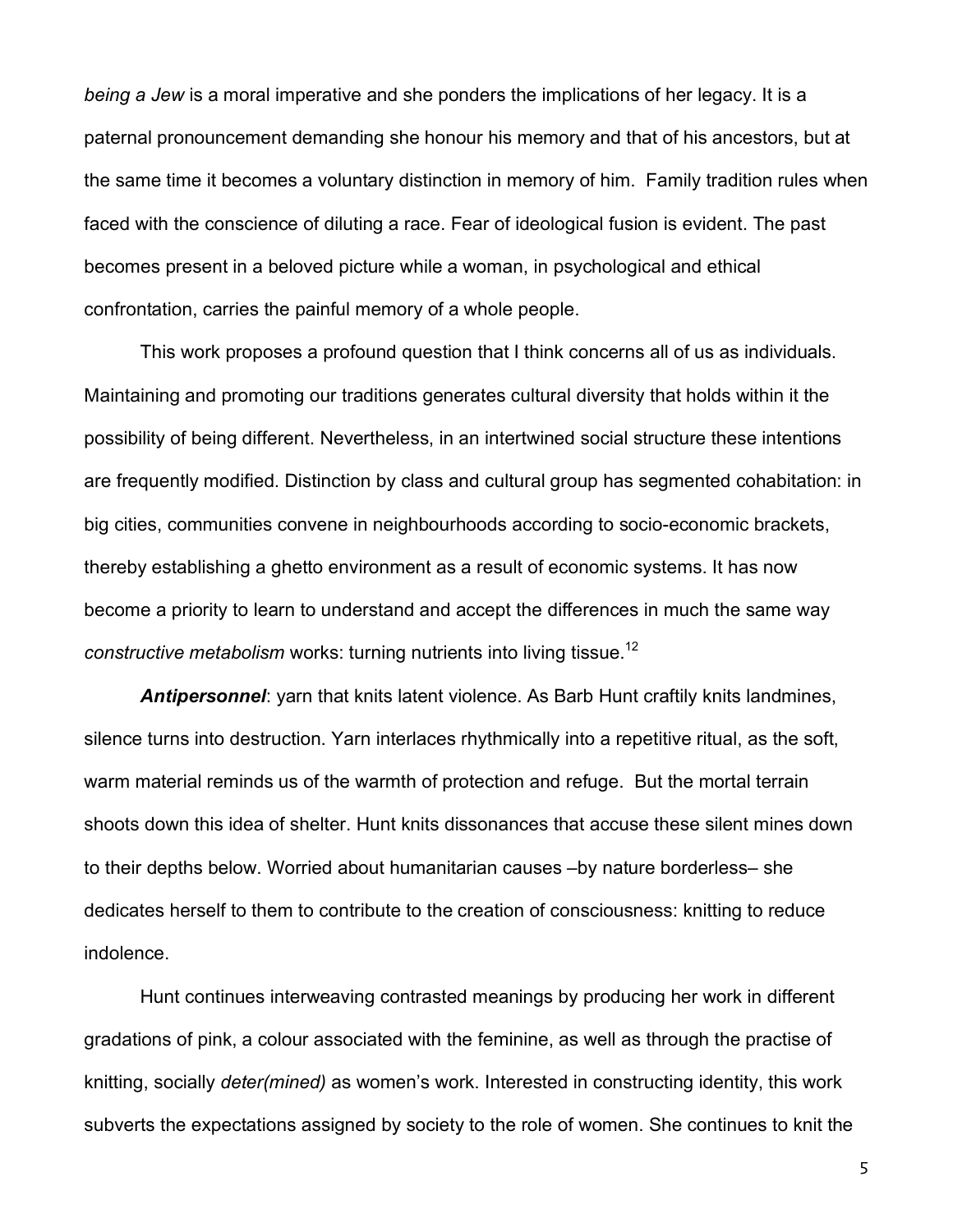*being a Jew* is a moral imperative and she ponders the implications of her legacy. It is a paternal pronouncement demanding she honour his memory and that of his ancestors, but at the same time it becomes a voluntary distinction in memory of him. Family tradition rules when faced with the conscience of diluting a race. Fear of ideological fusion is evident. The past becomes present in a beloved picture while a woman, in psychological and ethical confrontation, carries the painful memory of a whole people.

This work proposes a profound question that I think concerns all of us as individuals. Maintaining and promoting our traditions generates cultural diversity that holds within it the possibility of being different. Nevertheless, in an intertwined social structure these intentions are frequently modified. Distinction by class and cultural group has segmented cohabitation: in big cities, communities convene in neighbourhoods according to socio-economic brackets, thereby establishing a ghetto environment as a result of economic systems. It has now become a priority to learn to understand and accept the differences in much the same way *constructive metabolism* works: turning nutrients into living tissue.[12]

***Antipersonnel***: yarn that knits latent violence. As Barb Hunt craftily knits landmines, silence turns into destruction. Yarn interlaces rhythmically into a repetitive ritual, as the soft, warm material reminds us of the warmth of protection and refuge. But the mortal terrain shoots down this idea of shelter. Hunt knits dissonances that accuse these silent mines down to their depths below. Worried about humanitarian causes –by nature borderless– she dedicates herself to them to contribute to the creation of consciousness: knitting to reduce indolence.

Hunt continues interweaving contrasted meanings by producing her work in different gradations of pink, a colour associated with the feminine, as well as through the practise of knitting, socially *deter(mined)* as women's work. Interested in constructing identity, this work subverts the expectations assigned by society to the role of women. She continues to knit the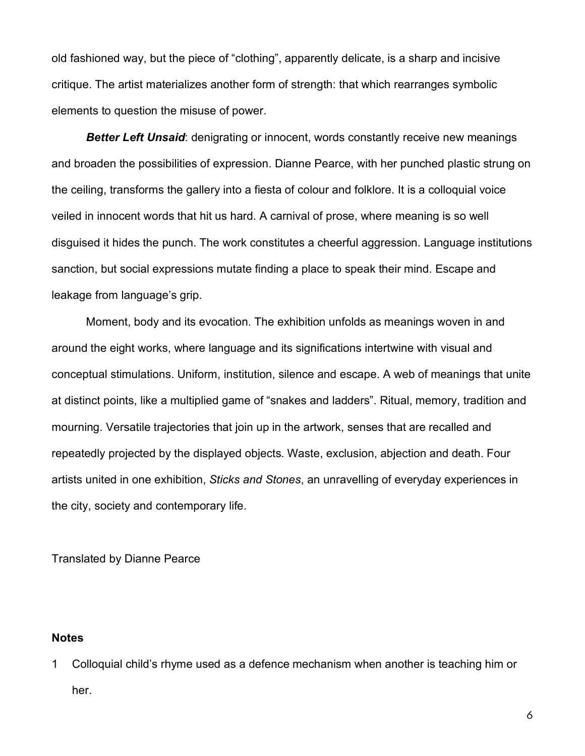old fashioned way, but the piece of "clothing", apparently delicate, is a sharp and incisive critique. The artist materializes another form of strength: that which rearranges symbolic elements to question the misuse of power.

***Better Left Unsaid***: denigrating or innocent, words constantly receive new meanings and broaden the possibilities of expression. Dianne Pearce, with her punched plastic strung on the ceiling, transforms the gallery into a fiesta of colour and folklore. It is a colloquial voice veiled in innocent words that hit us hard. A carnival of prose, where meaning is so well disguised it hides the punch. The work constitutes a cheerful aggression. Language institutions sanction, but social expressions mutate finding a place to speak their mind. Escape and leakage from language's grip.

Moment, body and its evocation. The exhibition unfolds as meanings woven in and around the eight works, where language and its significations intertwine with visual and conceptual stimulations. Uniform, institution, silence and escape. A web of meanings that unite at distinct points, like a multiplied game of "snakes and ladders". Ritual, memory, tradition and mourning. Versatile trajectories that join up in the artwork, senses that are recalled and repeatedly projected by the displayed objects. Waste, exclusion, abjection and death. Four artists united in one exhibition, *Sticks and Stones*, an unravelling of everyday experiences in the city, society and contemporary life.

Translated by Dianne Pearce

**Notes**

1 Colloquial child's rhyme used as a defence mechanism when another is teaching him or her.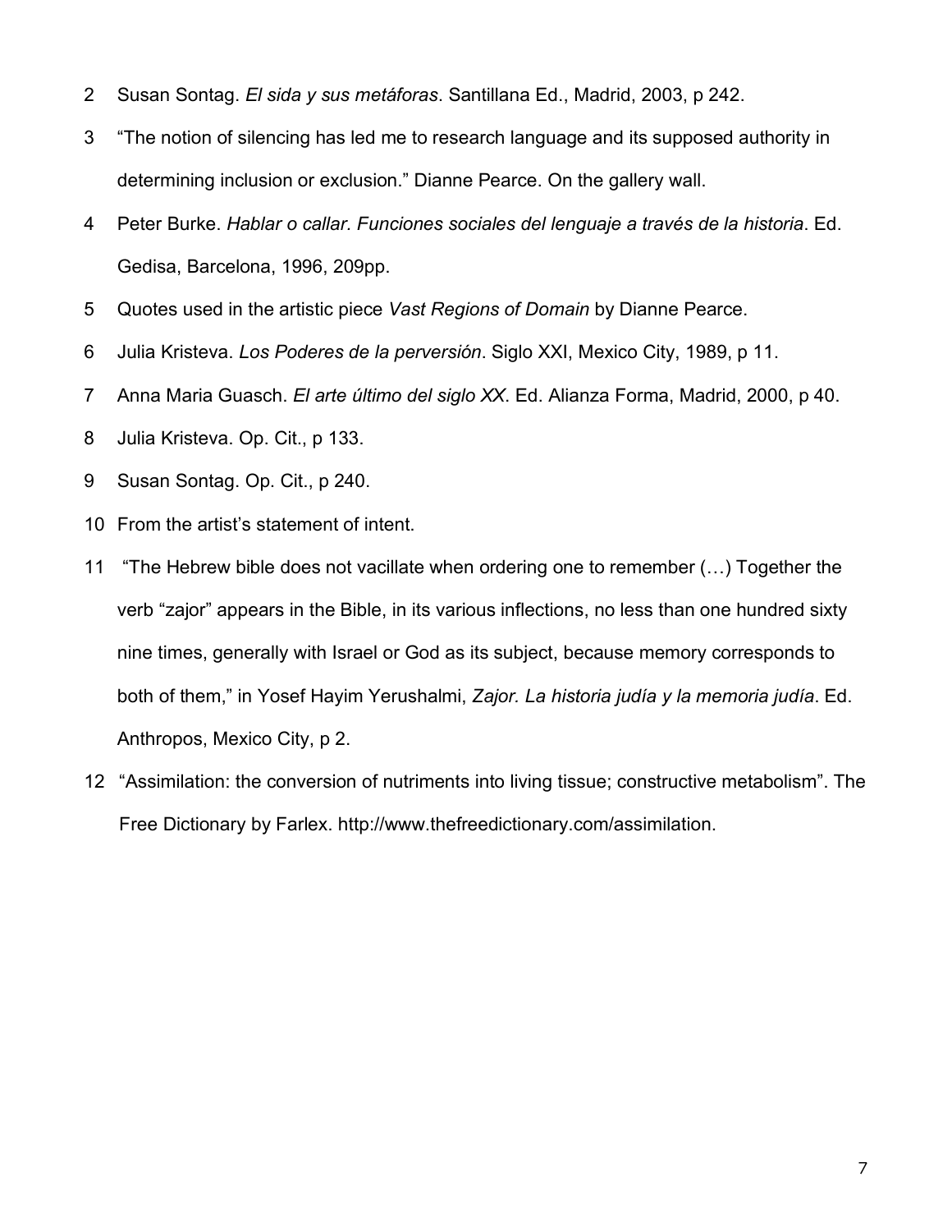2 Susan Sontag. *El sida y sus metáforas*. Santillana Ed., Madrid, 2003, p 242.

3 "The notion of silencing has led me to research language and its supposed authority in determining inclusion or exclusion." Dianne Pearce. On the gallery wall.

4 Peter Burke. *Hablar o callar. Funciones sociales del lenguaje a través de la historia*. Ed. Gedisa, Barcelona, 1996, 209pp.

5 Quotes used in the artistic piece *Vast Regions of Domain* by Dianne Pearce.

6 Julia Kristeva. *Los Poderes de la perversión*. Siglo XXI, Mexico City, 1989, p 11.

7 Anna Maria Guasch. *El arte último del siglo XX*. Ed. Alianza Forma, Madrid, 2000, p 40.

8 Julia Kristeva. Op. Cit., p 133.

9 Susan Sontag. Op. Cit., p 240.

10 From the artist's statement of intent.

11 "The Hebrew bible does not vacillate when ordering one to remember (…) Together the verb "zajor" appears in the Bible, in its various inflections, no less than one hundred sixty nine times, generally with Israel or God as its subject, because memory corresponds to both of them," in Yosef Hayim Yerushalmi, *Zajor. La historia judía y la memoria judía*. Ed. Anthropos, Mexico City, p 2.

12 "Assimilation: the conversion of nutriments into living tissue; constructive metabolism". The Free Dictionary by Farlex. http://www.thefreedictionary.com/assimilation.